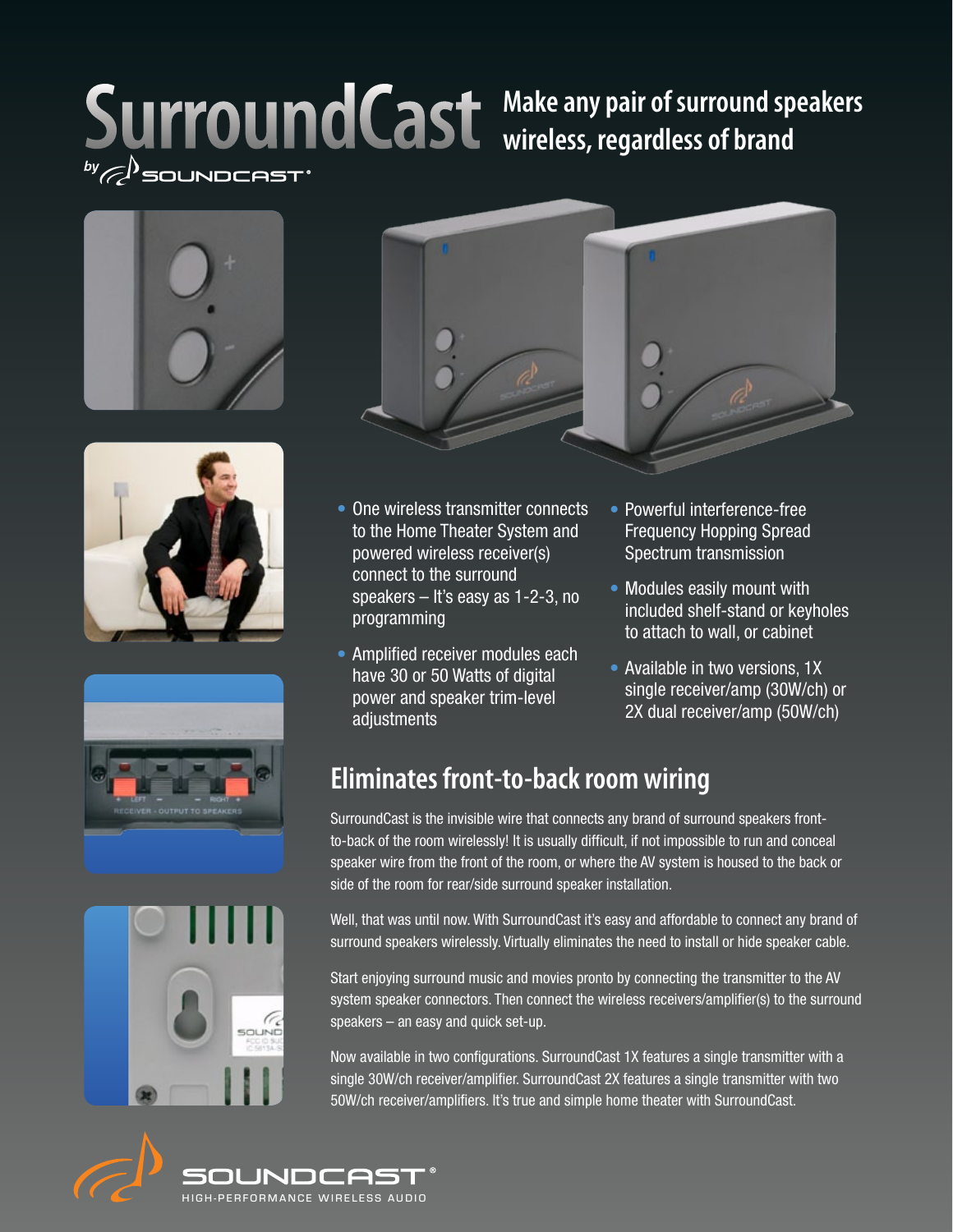# SurroundCast

*by* SOUNDCAST®

## Make any pair of surround speakers wireless, regardless of brand

- One wireless transmitter connects to the Home Theater System and powered wireless receiver(s) connect to the surround speakers – It's easy as 1-2-3, no programming
- Amplified receiver modules each have 30 or 50 Watts of digital power and speaker trim-level adjustments
- Powerful interference-free Frequency Hopping Spread Spectrum transmission
- Modules easily mount with included shelf-stand or keyholes to attach to wall, or cabinet
- Available in two versions, 1X single receiver/amp (30W/ch) or 2X dual receiver/amp (50W/ch)

## Eliminates front-to-back room wiring

SurroundCast is the invisible wire that connects any brand of surround speakers front-to-back of the room wirelessly! It is usually difficult, if not impossible to run and conceal speaker wire from the front of the room, or where the AV system is housed to the back or side of the room for rear/side surround speaker installation.

Well, that was until now. With SurroundCast it's easy and affordable to connect any brand of surround speakers wirelessly. Virtually eliminates the need to install or hide speaker cable.

Start enjoying surround music and movies pronto by connecting the transmitter to the AV system speaker connectors. Then connect the wireless receivers/amplifier(s) to the surround speakers – an easy and quick set-up.

Now available in two configurations. SurroundCast 1X features a single transmitter with a single 30W/ch receiver/amplifier. SurroundCast 2X features a single transmitter with two 50W/ch receiver/amplifiers. It's true and simple home theater with SurroundCast.

SOUNDCAST®
HIGH-PERFORMANCE WIRELESS AUDIO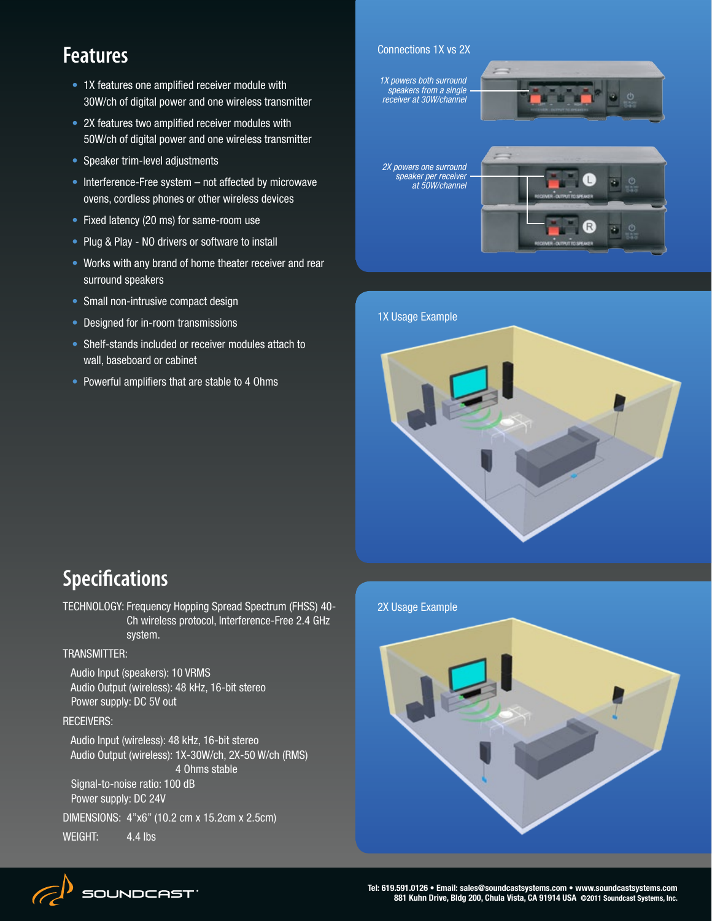## Features

- 1X features one amplified receiver module with 30W/ch of digital power and one wireless transmitter
- 2X features two amplified receiver modules with 50W/ch of digital power and one wireless transmitter
- Speaker trim-level adjustments
- Interference-Free system – not affected by microwave ovens, cordless phones or other wireless devices
- Fixed latency (20 ms) for same-room use
- Plug & Play - NO drivers or software to install
- Works with any brand of home theater receiver and rear surround speakers
- Small non-intrusive compact design
- Designed for in-room transmissions
- Shelf-stands included or receiver modules attach to wall, baseboard or cabinet
- Powerful amplifiers that are stable to 4 Ohms

## Specifications

TECHNOLOGY: Frequency Hopping Spread Spectrum (FHSS) 40-Ch wireless protocol, Interference-Free 2.4 GHz system.

TRANSMITTER:

Audio Input (speakers): 10 VRMS
Audio Output (wireless): 48 kHz, 16-bit stereo
Power supply: DC 5V out

RECEIVERS:

Audio Input (wireless): 48 kHz, 16-bit stereo
Audio Output (wireless): 1X-30W/ch, 2X-50 W/ch (RMS) 4 Ohms stable
Signal-to-noise ratio: 100 dB
Power supply: DC 24V

DIMENSIONS: 4"x6" (10.2 cm x 15.2cm x 2.5cm)

WEIGHT: 4.4 lbs

### Connections 1X vs 2X

*1X powers both surround speakers from a single receiver at 30W/channel*

*2X powers one surround speaker per receiver at 50W/channel*

### 1X Usage Example

### 2X Usage Example

Tel: 619.591.0126 • Email: sales@soundcastsystems.com • www.soundcastsystems.com
881 Kuhn Drive, Bldg 200, Chula Vista, CA 91914 USA ©2011 Soundcast Systems, Inc.